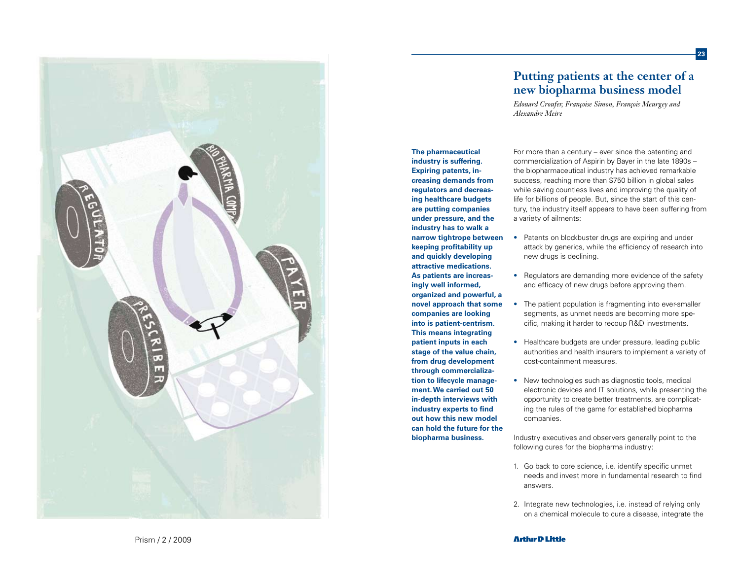# Putting patients at the center of a new biopharma business model

*Edouard Croufer, Françoise Simon, François Meurgey and Alexandre Meire*

**The pharmaceutical industry is suffering. Expiring patents, increasing demands from regulators and decreasing healthcare budgets are putting companies under pressure, and the industry has to walk a narrow tightrope between keeping profitability up and quickly developing attractive medications. As patients are increasingly well informed, organized and powerful, a novel approach that some companies are looking into is patient-centrism. This means integrating patient inputs in each stage of the value chain, from drug development through commercialization to lifecycle management. We carried out 50 in-depth interviews with industry experts to find out how this new model can hold the future for the biopharma business.**

For more than a century – ever since the patenting and commercialization of Aspirin by Bayer in the late 1890s – the biopharmaceutical industry has achieved remarkable success, reaching more than $750 billion in global sales while saving countless lives and improving the quality of life for billions of people. But, since the start of this century, the industry itself appears to have been suffering from a variety of ailments:

- Patents on blockbuster drugs are expiring and under attack by generics, while the efficiency of research into new drugs is declining.
- Regulators are demanding more evidence of the safety and efficacy of new drugs before approving them.
- The patient population is fragmenting into ever-smaller segments, as unmet needs are becoming more specific, making it harder to recoup R&D investments.
- Healthcare budgets are under pressure, leading public authorities and health insurers to implement a variety of cost-containment measures.
- New technologies such as diagnostic tools, medical electronic devices and IT solutions, while presenting the opportunity to create better treatments, are complicating the rules of the game for established biopharma companies.

Industry executives and observers generally point to the following cures for the biopharma industry:

1. Go back to core science, i.e. identify specific unmet needs and invest more in fundamental research to find answers.
2. Integrate new technologies, i.e. instead of relying only on a chemical molecule to cure a disease, integrate the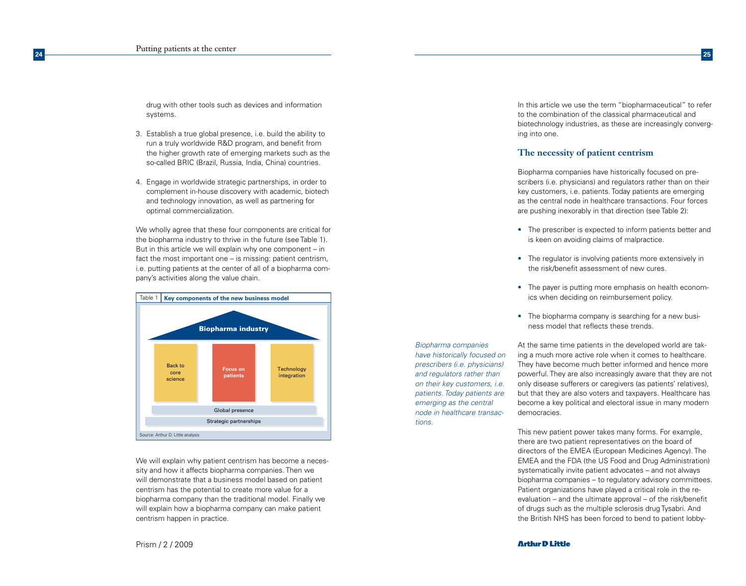drug with other tools such as devices and information systems.

3. Establish a true global presence, i.e. build the ability to run a truly worldwide R&D program, and benefit from the higher growth rate of emerging markets such as the so-called BRIC (Brazil, Russia, India, China) countries.

4. Engage in worldwide strategic partnerships, in order to complement in-house discovery with academic, biotech and technology innovation, as well as partnering for optimal commercialization.

We wholly agree that these four components are critical for the biopharma industry to thrive in the future (see Table 1). But in this article we will explain why one component – in fact the most important one – is missing: patient centrism, i.e. putting patients at the center of all of a biopharma company's activities along the value chain.

Table 1 **Key components of the new business model**

| Biopharma industry | | |
|---|---|---|
| Back to core science | Focus on patients | Technology integration |
| Global presence | | |
| Strategic partnerships | | |

Source: Arthur D. Little analysis

We will explain why patient centrism has become a necessity and how it affects biopharma companies. Then we will demonstrate that a business model based on patient centrism has the potential to create more value for a biopharma company than the traditional model. Finally we will explain how a biopharma company can make patient centrism happen in practice.

In this article we use the term "biopharmaceutical" to refer to the combination of the classical pharmaceutical and biotechnology industries, as these are increasingly converging into one.

## The necessity of patient centrism

Biopharma companies have historically focused on prescribers (i.e. physicians) and regulators rather than on their key customers, i.e. patients. Today patients are emerging as the central node in healthcare transactions. Four forces are pushing inexorably in that direction (see Table 2):

- The prescriber is expected to inform patients better and is keen on avoiding claims of malpractice.
- The regulator is involving patients more extensively in the risk/benefit assessment of new cures.
- The payer is putting more emphasis on health economics when deciding on reimbursement policy.
- The biopharma company is searching for a new business model that reflects these trends.

*Biopharma companies have historically focused on prescribers (i.e. physicians) and regulators rather than on their key customers, i.e. patients. Today patients are emerging as the central node in healthcare transactions.*

At the same time patients in the developed world are taking a much more active role when it comes to healthcare. They have become much better informed and hence more powerful. They are also increasingly aware that they are not only disease sufferers or caregivers (as patients' relatives), but that they are also voters and taxpayers. Healthcare has become a key political and electoral issue in many modern democracies.

This new patient power takes many forms. For example, there are two patient representatives on the board of directors of the EMEA (European Medicines Agency). The EMEA and the FDA (the US Food and Drug Administration) systematically invite patient advocates – and not always biopharma companies – to regulatory advisory committees. Patient organizations have played a critical role in the re-evaluation – and the ultimate approval – of the risk/benefit of drugs such as the multiple sclerosis drug Tysabri. And the British NHS has been forced to bend to patient lobby-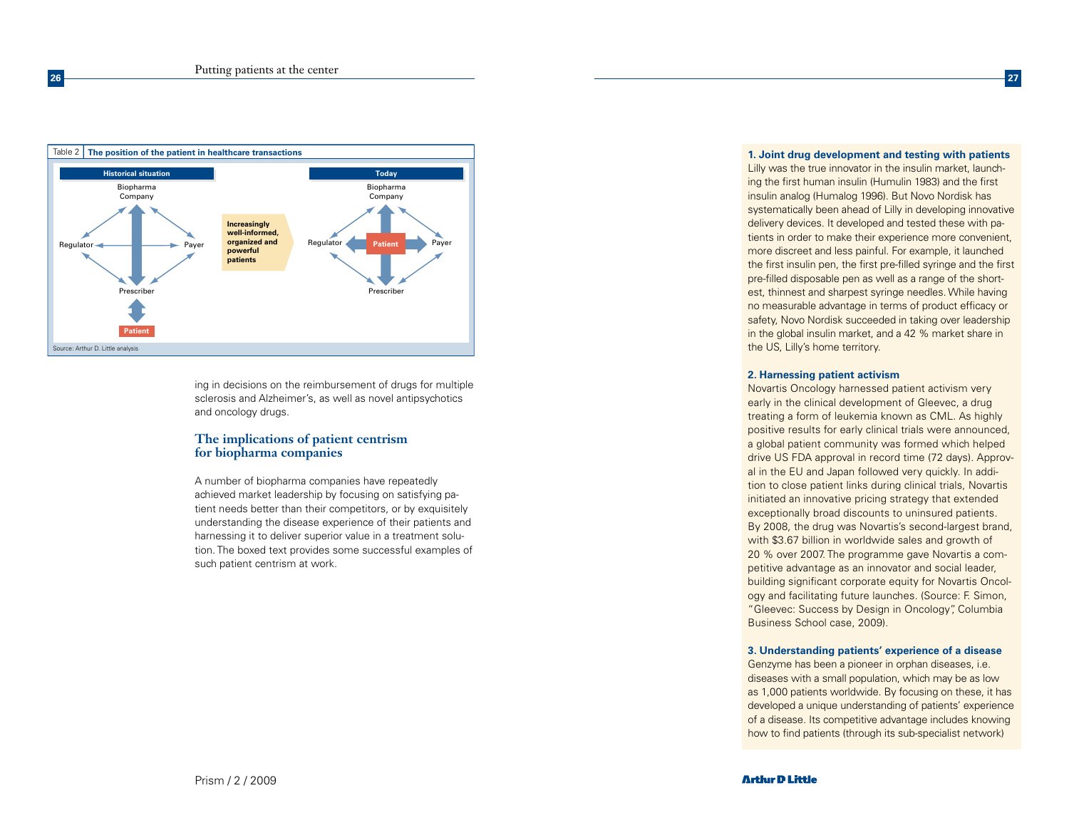**Table 2 The position of the patient in healthcare transactions**

| Historical situation | | Today |
|---|---|---|
| Biopharma Company, Regulator, Payer, Prescriber — Patient (connected only to Prescriber) | Increasingly well-informed, organized and powerful patients | Biopharma Company, Regulator, Payer, Prescriber — Patient (at the center) |

Source: Arthur D. Little analysis

ing in decisions on the reimbursement of drugs for multiple sclerosis and Alzheimer's, as well as novel antipsychotics and oncology drugs.

## The implications of patient centrism for biopharma companies

A number of biopharma companies have repeatedly achieved market leadership by focusing on satisfying patient needs better than their competitors, or by exquisitely understanding the disease experience of their patients and harnessing it to deliver superior value in a treatment solution. The boxed text provides some successful examples of such patient centrism at work.

**1. Joint drug development and testing with patients**

Lilly was the true innovator in the insulin market, launching the first human insulin (Humulin 1983) and the first insulin analog (Humalog 1996). But Novo Nordisk has systematically been ahead of Lilly in developing innovative delivery devices. It developed and tested these with patients in order to make their experience more convenient, more discreet and less painful. For example, it launched the first insulin pen, the first pre-filled syringe and the first pre-filled disposable pen as well as a range of the shortest, thinnest and sharpest syringe needles. While having no measurable advantage in terms of product efficacy or safety, Novo Nordisk succeeded in taking over leadership in the global insulin market, and a 42 % market share in the US, Lilly's home territory.

**2. Harnessing patient activism**

Novartis Oncology harnessed patient activism very early in the clinical development of Gleevec, a drug treating a form of leukemia known as CML. As highly positive results for early clinical trials were announced, a global patient community was formed which helped drive US FDA approval in record time (72 days). Approval in the EU and Japan followed very quickly. In addition to close patient links during clinical trials, Novartis initiated an innovative pricing strategy that extended exceptionally broad discounts to uninsured patients. By 2008, the drug was Novartis's second-largest brand, with $3.67 billion in worldwide sales and growth of 20 % over 2007. The programme gave Novartis a competitive advantage as an innovator and social leader, building significant corporate equity for Novartis Oncology and facilitating future launches. (Source: F. Simon, "Gleevec: Success by Design in Oncology", Columbia Business School case, 2009).

**3. Understanding patients' experience of a disease**

Genzyme has been a pioneer in orphan diseases, i.e. diseases with a small population, which may be as low as 1,000 patients worldwide. By focusing on these, it has developed a unique understanding of patients' experience of a disease. Its competitive advantage includes knowing how to find patients (through its sub-specialist network)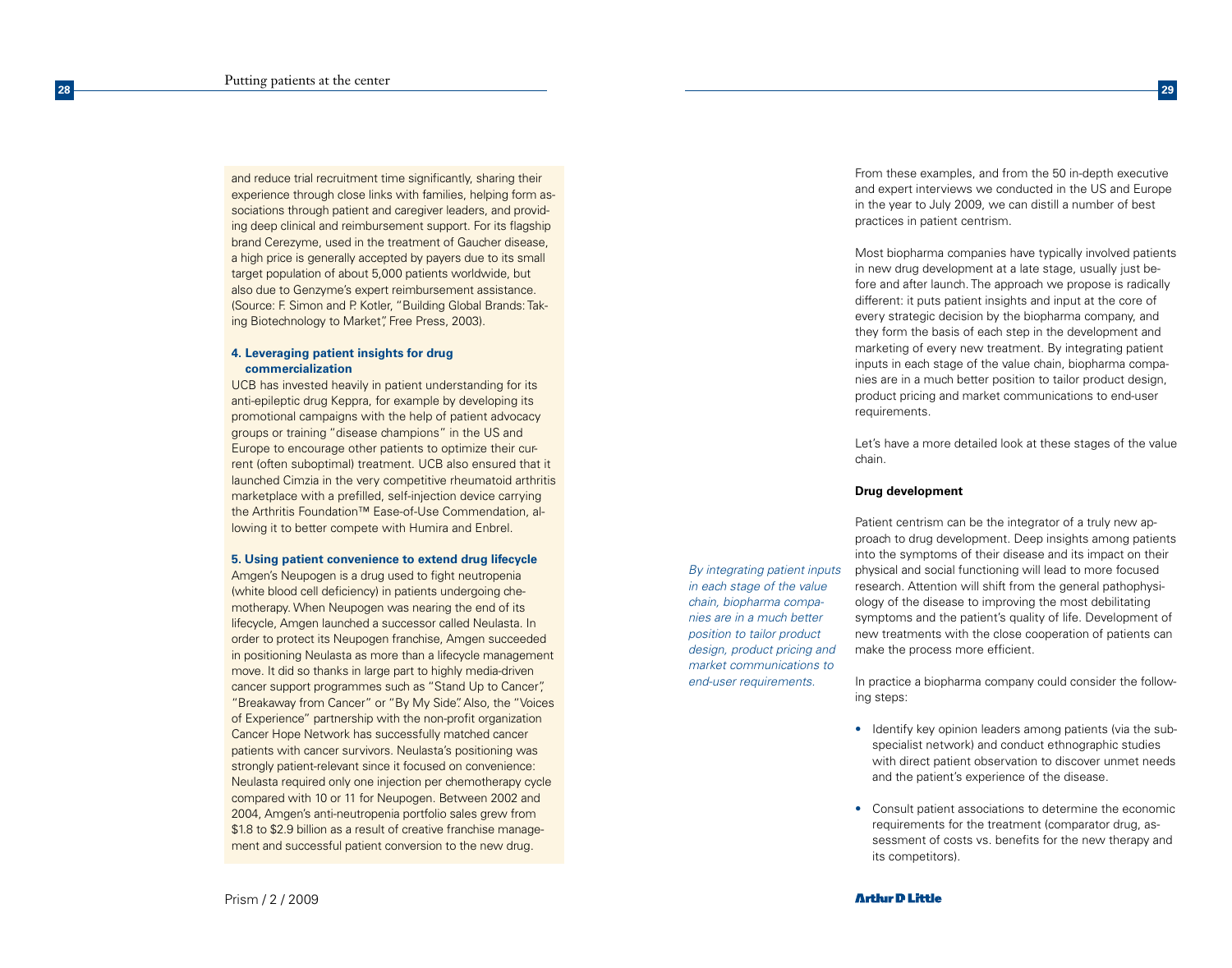and reduce trial recruitment time significantly, sharing their experience through close links with families, helping form associations through patient and caregiver leaders, and providing deep clinical and reimbursement support. For its flagship brand Cerezyme, used in the treatment of Gaucher disease, a high price is generally accepted by payers due to its small target population of about 5,000 patients worldwide, but also due to Genzyme's expert reimbursement assistance. (Source: F. Simon and P. Kotler, "Building Global Brands: Taking Biotechnology to Market", Free Press, 2003).

**4. Leveraging patient insights for drug commercialization**

UCB has invested heavily in patient understanding for its anti-epileptic drug Keppra, for example by developing its promotional campaigns with the help of patient advocacy groups or training "disease champions" in the US and Europe to encourage other patients to optimize their current (often suboptimal) treatment. UCB also ensured that it launched Cimzia in the very competitive rheumatoid arthritis marketplace with a prefilled, self-injection device carrying the Arthritis Foundation™ Ease-of-Use Commendation, allowing it to better compete with Humira and Enbrel.

**5. Using patient convenience to extend drug lifecycle**

Amgen's Neupogen is a drug used to fight neutropenia (white blood cell deficiency) in patients undergoing chemotherapy. When Neupogen was nearing the end of its lifecycle, Amgen launched a successor called Neulasta. In order to protect its Neupogen franchise, Amgen succeeded in positioning Neulasta as more than a lifecycle management move. It did so thanks in large part to highly media-driven cancer support programmes such as "Stand Up to Cancer", "Breakaway from Cancer" or "By My Side". Also, the "Voices of Experience" partnership with the non-profit organization Cancer Hope Network has successfully matched cancer patients with cancer survivors. Neulasta's positioning was strongly patient-relevant since it focused on convenience: Neulasta required only one injection per chemotherapy cycle compared with 10 or 11 for Neupogen. Between 2002 and 2004, Amgen's anti-neutropenia portfolio sales grew from \$1.8 to \$2.9 billion as a result of creative franchise management and successful patient conversion to the new drug.

From these examples, and from the 50 in-depth executive and expert interviews we conducted in the US and Europe in the year to July 2009, we can distill a number of best practices in patient centrism.

Most biopharma companies have typically involved patients in new drug development at a late stage, usually just before and after launch. The approach we propose is radically different: it puts patient insights and input at the core of every strategic decision by the biopharma company, and they form the basis of each step in the development and marketing of every new treatment. By integrating patient inputs in each stage of the value chain, biopharma companies are in a much better position to tailor product design, product pricing and market communications to end-user requirements.

Let's have a more detailed look at these stages of the value chain.

*By integrating patient inputs in each stage of the value chain, biopharma companies are in a much better position to tailor product design, product pricing and market communications to end-user requirements.*

**Drug development**

Patient centrism can be the integrator of a truly new approach to drug development. Deep insights among patients into the symptoms of their disease and its impact on their physical and social functioning will lead to more focused research. Attention will shift from the general pathophysiology of the disease to improving the most debilitating symptoms and the patient's quality of life. Development of new treatments with the close cooperation of patients can make the process more efficient.

In practice a biopharma company could consider the following steps:

- Identify key opinion leaders among patients (via the subspecialist network) and conduct ethnographic studies with direct patient observation to discover unmet needs and the patient's experience of the disease.
- Consult patient associations to determine the economic requirements for the treatment (comparator drug, assessment of costs vs. benefits for the new therapy and its competitors).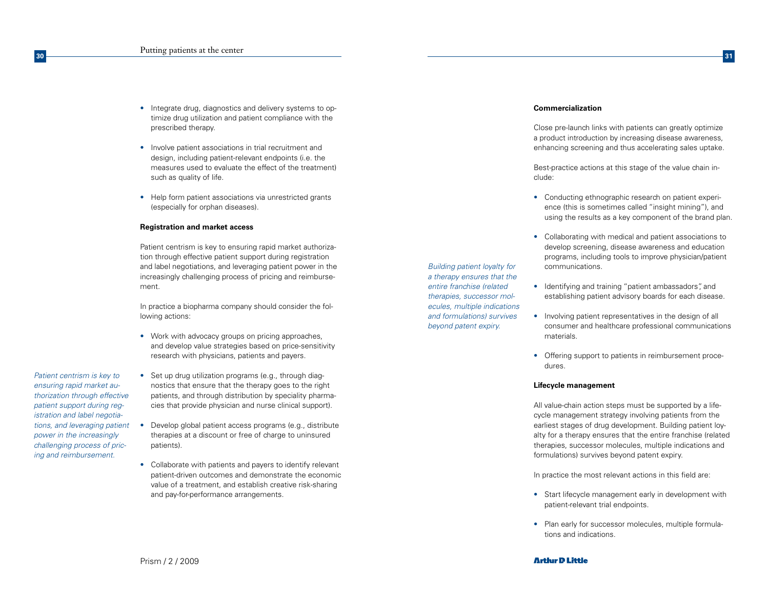- Integrate drug, diagnostics and delivery systems to optimize drug utilization and patient compliance with the prescribed therapy.

- Involve patient associations in trial recruitment and design, including patient-relevant endpoints (i.e. the measures used to evaluate the effect of the treatment) such as quality of life.

- Help form patient associations via unrestricted grants (especially for orphan diseases).

**Registration and market access**

Patient centrism is key to ensuring rapid market authorization through effective patient support during registration and label negotiations, and leveraging patient power in the increasingly challenging process of pricing and reimbursement.

In practice a biopharma company should consider the following actions:

- Work with advocacy groups on pricing approaches, and develop value strategies based on price-sensitivity research with physicians, patients and payers.

*Patient centrism is key to ensuring rapid market authorization through effective patient support during registration and label negotiations, and leveraging patient power in the increasingly challenging process of pricing and reimbursement.*

- Set up drug utilization programs (e.g., through diagnostics that ensure that the therapy goes to the right patients, and through distribution by speciality pharmacies that provide physician and nurse clinical support).

- Develop global patient access programs (e.g., distribute therapies at a discount or free of charge to uninsured patients).

- Collaborate with patients and payers to identify relevant patient-driven outcomes and demonstrate the economic value of a treatment, and establish creative risk-sharing and pay-for-performance arrangements.

**Commercialization**

Close pre-launch links with patients can greatly optimize a product introduction by increasing disease awareness, enhancing screening and thus accelerating sales uptake.

Best-practice actions at this stage of the value chain include:

- Conducting ethnographic research on patient experience (this is sometimes called "insight mining"), and using the results as a key component of the brand plan.

- Collaborating with medical and patient associations to develop screening, disease awareness and education programs, including tools to improve physician/patient communications.

*Building patient loyalty for a therapy ensures that the entire franchise (related therapies, successor molecules, multiple indications and formulations) survives beyond patent expiry.*

- Identifying and training "patient ambassadors", and establishing patient advisory boards for each disease.

- Involving patient representatives in the design of all consumer and healthcare professional communications materials.

- Offering support to patients in reimbursement procedures.

**Lifecycle management**

All value-chain action steps must be supported by a lifecycle management strategy involving patients from the earliest stages of drug development. Building patient loyalty for a therapy ensures that the entire franchise (related therapies, successor molecules, multiple indications and formulations) survives beyond patent expiry.

In practice the most relevant actions in this field are:

- Start lifecycle management early in development with patient-relevant trial endpoints.

- Plan early for successor molecules, multiple formulations and indications.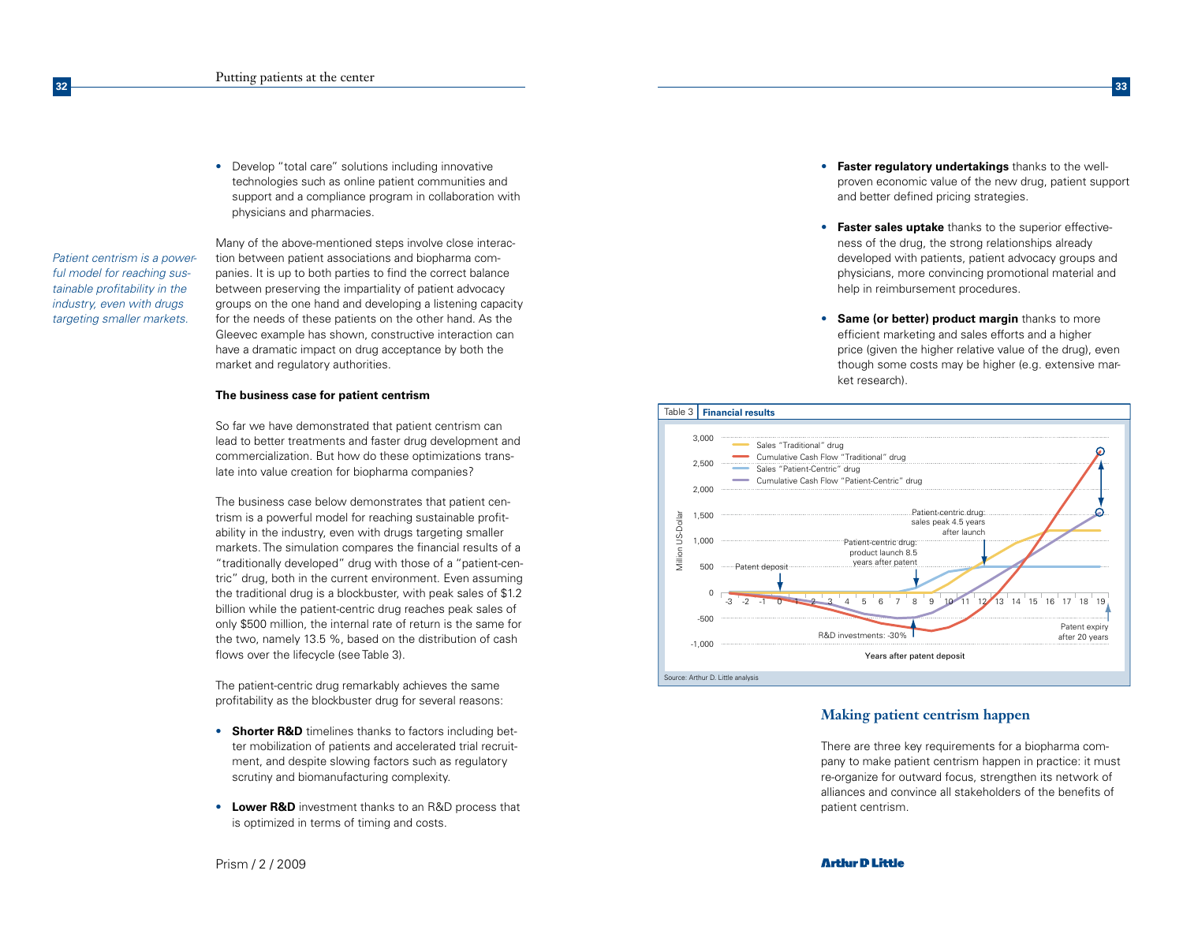- Develop "total care" solutions including innovative technologies such as online patient communities and support and a compliance program in collaboration with physicians and pharmacies.

*Patient centrism is a powerful model for reaching sustainable profitability in the industry, even with drugs targeting smaller markets.*

Many of the above-mentioned steps involve close interaction between patient associations and biopharma companies. It is up to both parties to find the correct balance between preserving the impartiality of patient advocacy groups on the one hand and developing a listening capacity for the needs of these patients on the other hand. As the Gleevec example has shown, constructive interaction can have a dramatic impact on drug acceptance by both the market and regulatory authorities.

**The business case for patient centrism**

So far we have demonstrated that patient centrism can lead to better treatments and faster drug development and commercialization. But how do these optimizations translate into value creation for biopharma companies?

The business case below demonstrates that patient centrism is a powerful model for reaching sustainable profitability in the industry, even with drugs targeting smaller markets. The simulation compares the financial results of a "traditionally developed" drug with those of a "patient-centric" drug, both in the current environment. Even assuming the traditional drug is a blockbuster, with peak sales of $1.2 billion while the patient-centric drug reaches peak sales of only $500 million, the internal rate of return is the same for the two, namely 13.5 %, based on the distribution of cash flows over the lifecycle (see Table 3).

The patient-centric drug remarkably achieves the same profitability as the blockbuster drug for several reasons:

- **Shorter R&D** timelines thanks to factors including better mobilization of patients and accelerated trial recruitment, and despite slowing factors such as regulatory scrutiny and biomanufacturing complexity.
- **Lower R&D** investment thanks to an R&D process that is optimized in terms of timing and costs.
- **Faster regulatory undertakings** thanks to the well-proven economic value of the new drug, patient support and better defined pricing strategies.
- **Faster sales uptake** thanks to the superior effectiveness of the drug, the strong relationships already developed with patients, patient advocacy groups and physicians, more convincing promotional material and help in reimbursement procedures.
- **Same (or better) product margin** thanks to more efficient marketing and sales efforts and a higher price (given the higher relative value of the drug), even though some costs may be higher (e.g. extensive market research).

Table 3 **Financial results**

Legend: Sales "Traditional" drug; Cumulative Cash Flow "Traditional" drug; Sales "Patient-Centric" drug; Cumulative Cash Flow "Patient-Centric" drug

Y-axis: Million US-Dollar (-1,000 to 3,000). X-axis: Years after patent deposit (-3 to 19).

Annotations: Patent deposit; Patient-centric drug: product launch 8.5 years after patent; Patient-centric drug: sales peak 4.5 years after launch; R&D investments: -30%; Patent expiry after 20 years

Source: Arthur D. Little analysis

## Making patient centrism happen

There are three key requirements for a biopharma company to make patient centrism happen in practice: it must re-organize for outward focus, strengthen its network of alliances and convince all stakeholders of the benefits of patient centrism.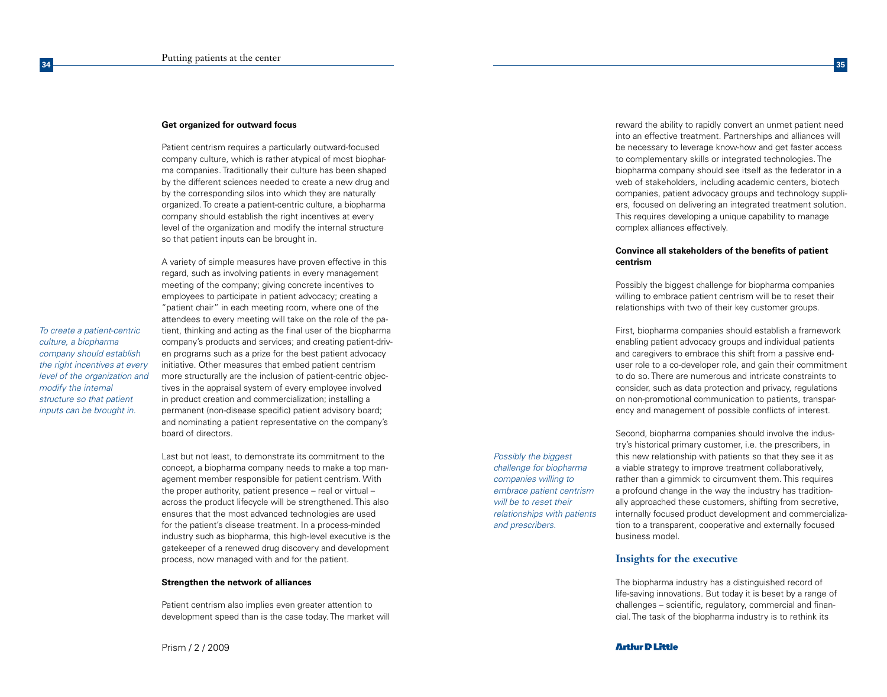#### Get organized for outward focus

Patient centrism requires a particularly outward-focused company culture, which is rather atypical of most biopharma companies. Traditionally their culture has been shaped by the different sciences needed to create a new drug and by the corresponding silos into which they are naturally organized. To create a patient-centric culture, a biopharma company should establish the right incentives at every level of the organization and modify the internal structure so that patient inputs can be brought in.

*To create a patient-centric culture, a biopharma company should establish the right incentives at every level of the organization and modify the internal structure so that patient inputs can be brought in.*

A variety of simple measures have proven effective in this regard, such as involving patients in every management meeting of the company; giving concrete incentives to employees to participate in patient advocacy; creating a "patient chair" in each meeting room, where one of the attendees to every meeting will take on the role of the patient, thinking and acting as the final user of the biopharma company's products and services; and creating patient-driven programs such as a prize for the best patient advocacy initiative. Other measures that embed patient centrism more structurally are the inclusion of patient-centric objectives in the appraisal system of every employee involved in product creation and commercialization; installing a permanent (non-disease specific) patient advisory board; and nominating a patient representative on the company's board of directors.

Last but not least, to demonstrate its commitment to the concept, a biopharma company needs to make a top management member responsible for patient centrism. With the proper authority, patient presence – real or virtual – across the product lifecycle will be strengthened. This also ensures that the most advanced technologies are used for the patient's disease treatment. In a process-minded industry such as biopharma, this high-level executive is the gatekeeper of a renewed drug discovery and development process, now managed with and for the patient.

#### Strengthen the network of alliances

Patient centrism also implies even greater attention to development speed than is the case today. The market will reward the ability to rapidly convert an unmet patient need into an effective treatment. Partnerships and alliances will be necessary to leverage know-how and get faster access to complementary skills or integrated technologies. The biopharma company should see itself as the federator in a web of stakeholders, including academic centers, biotech companies, patient advocacy groups and technology suppliers, focused on delivering an integrated treatment solution. This requires developing a unique capability to manage complex alliances effectively.

#### Convince all stakeholders of the benefits of patient centrism

Possibly the biggest challenge for biopharma companies willing to embrace patient centrism will be to reset their relationships with two of their key customer groups.

First, biopharma companies should establish a framework enabling patient advocacy groups and individual patients and caregivers to embrace this shift from a passive end-user role to a co-developer role, and gain their commitment to do so. There are numerous and intricate constraints to consider, such as data protection and privacy, regulations on non-promotional communication to patients, transparency and management of possible conflicts of interest.

*Possibly the biggest challenge for biopharma companies willing to embrace patient centrism will be to reset their relationships with patients and prescribers.*

Second, biopharma companies should involve the industry's historical primary customer, i.e. the prescribers, in this new relationship with patients so that they see it as a viable strategy to improve treatment collaboratively, rather than a gimmick to circumvent them. This requires a profound change in the way the industry has traditionally approached these customers, shifting from secretive, internally focused product development and commercialization to a transparent, cooperative and externally focused business model.

### Insights for the executive

The biopharma industry has a distinguished record of life-saving innovations. But today it is beset by a range of challenges – scientific, regulatory, commercial and financial. The task of the biopharma industry is to rethink its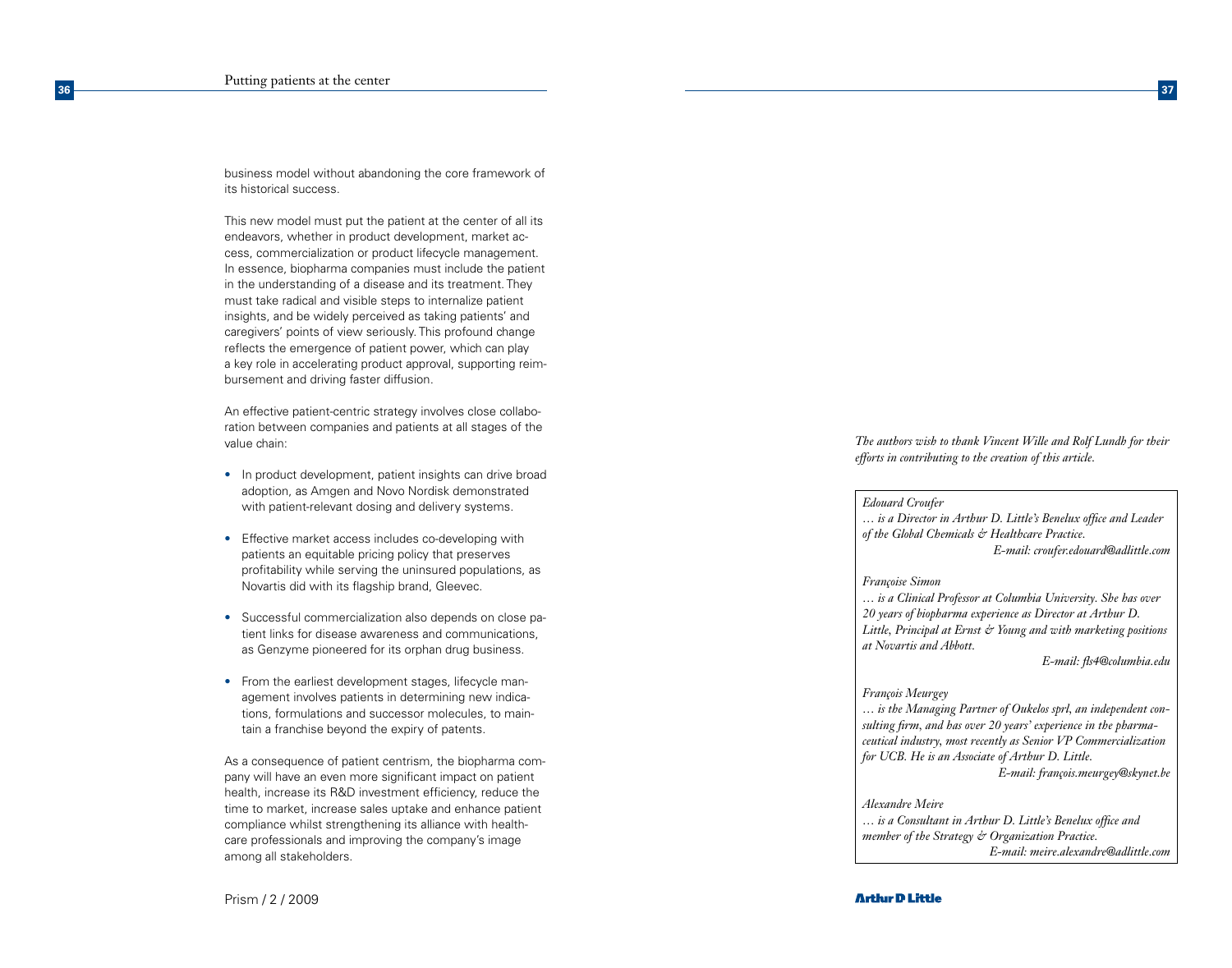business model without abandoning the core framework of its historical success.

This new model must put the patient at the center of all its endeavors, whether in product development, market access, commercialization or product lifecycle management. In essence, biopharma companies must include the patient in the understanding of a disease and its treatment. They must take radical and visible steps to internalize patient insights, and be widely perceived as taking patients' and caregivers' points of view seriously. This profound change reflects the emergence of patient power, which can play a key role in accelerating product approval, supporting reimbursement and driving faster diffusion.

An effective patient-centric strategy involves close collaboration between companies and patients at all stages of the value chain:

- In product development, patient insights can drive broad adoption, as Amgen and Novo Nordisk demonstrated with patient-relevant dosing and delivery systems.
- Effective market access includes co-developing with patients an equitable pricing policy that preserves profitability while serving the uninsured populations, as Novartis did with its flagship brand, Gleevec.
- Successful commercialization also depends on close patient links for disease awareness and communications, as Genzyme pioneered for its orphan drug business.
- From the earliest development stages, lifecycle management involves patients in determining new indications, formulations and successor molecules, to maintain a franchise beyond the expiry of patents.

As a consequence of patient centrism, the biopharma company will have an even more significant impact on patient health, increase its R&D investment efficiency, reduce the time to market, increase sales uptake and enhance patient compliance whilst strengthening its alliance with healthcare professionals and improving the company's image among all stakeholders.

*The authors wish to thank Vincent Wille and Rolf Lundh for their efforts in contributing to the creation of this article.*

*Edouard Croufer*
*… is a Director in Arthur D. Little's Benelux office and Leader of the Global Chemicals & Healthcare Practice.*
*E-mail: croufer.edouard@adlittle.com*

*Françoise Simon*
*… is a Clinical Professor at Columbia University. She has over 20 years of biopharma experience as Director at Arthur D. Little, Principal at Ernst & Young and with marketing positions at Novartis and Abbott.*
*E-mail: fls4@columbia.edu*

*François Meurgey*
*… is the Managing Partner of Oukelos sprl, an independent consulting firm, and has over 20 years' experience in the pharmaceutical industry, most recently as Senior VP Commercialization for UCB. He is an Associate of Arthur D. Little.*
*E-mail: françois.meurgey@skynet.be*

*Alexandre Meire*
*… is a Consultant in Arthur D. Little's Benelux office and member of the Strategy & Organization Practice.*
*E-mail: meire.alexandre@adlittle.com*